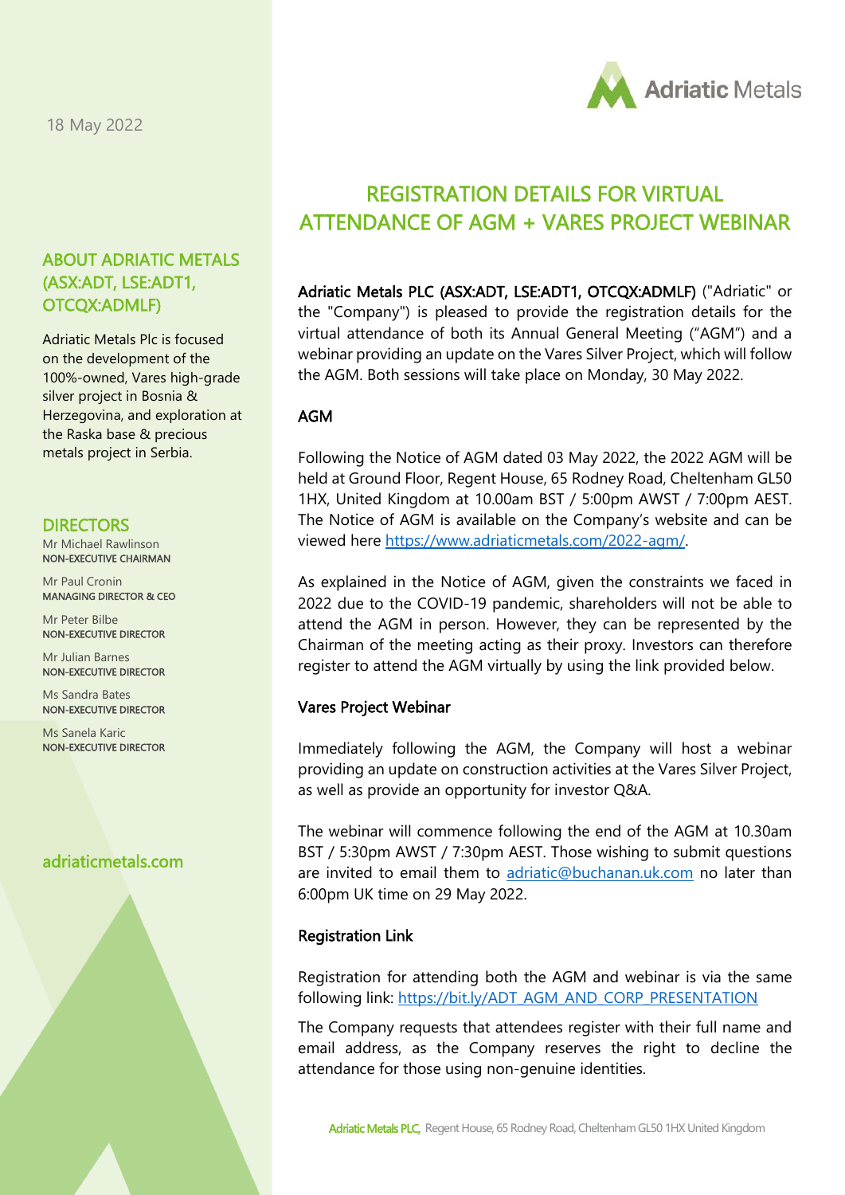18 May 2022

# REGISTRATION DETAILS FOR VIRTUAL ATTENDANCE OF AGM + VARES PROJECT WEBINAR

**Adriatic Metals PLC (ASX:ADT, LSE:ADT1, OTCQX:ADMLF)** ("Adriatic" or the "Company") is pleased to provide the registration details for the virtual attendance of both its Annual General Meeting ("AGM") and a webinar providing an update on the Vares Silver Project, which will follow the AGM. Both sessions will take place on Monday, 30 May 2022.

## AGM

Following the Notice of AGM dated 03 May 2022, the 2022 AGM will be held at Ground Floor, Regent House, 65 Rodney Road, Cheltenham GL50 1HX, United Kingdom at 10.00am BST / 5:00pm AWST / 7:00pm AEST. The Notice of AGM is available on the Company's website and can be viewed here https://www.adriaticmetals.com/2022-agm/.

As explained in the Notice of AGM, given the constraints we faced in 2022 due to the COVID-19 pandemic, shareholders will not be able to attend the AGM in person. However, they can be represented by the Chairman of the meeting acting as their proxy. Investors can therefore register to attend the AGM virtually by using the link provided below.

## Vares Project Webinar

Immediately following the AGM, the Company will host a webinar providing an update on construction activities at the Vares Silver Project, as well as provide an opportunity for investor Q&A.

The webinar will commence following the end of the AGM at 10.30am BST / 5:30pm AWST / 7:30pm AEST. Those wishing to submit questions are invited to email them to adriatic@buchanan.uk.com no later than 6:00pm UK time on 29 May 2022.

## Registration Link

Registration for attending both the AGM and webinar is via the same following link: https://bit.ly/ADT_AGM_AND_CORP_PRESENTATION

The Company requests that attendees register with their full name and email address, as the Company reserves the right to decline the attendance for those using non-genuine identities.

## ABOUT ADRIATIC METALS (ASX:ADT, LSE:ADT1, OTCQX:ADMLF)

Adriatic Metals Plc is focused on the development of the 100%-owned, Vares high-grade silver project in Bosnia & Herzegovina, and exploration at the Raska base & precious metals project in Serbia.

## DIRECTORS

Mr Michael Rawlinson
**NON-EXECUTIVE CHAIRMAN**

Mr Paul Cronin
**MANAGING DIRECTOR & CEO**

Mr Peter Bilbe
**NON-EXECUTIVE DIRECTOR**

Mr Julian Barnes
**NON-EXECUTIVE DIRECTOR**

Ms Sandra Bates
**NON-EXECUTIVE DIRECTOR**

Ms Sanela Karic
**NON-EXECUTIVE DIRECTOR**

adriaticmetals.com

**Adriatic Metals PLC,** Regent House, 65 Rodney Road, Cheltenham GL50 1HX United Kingdom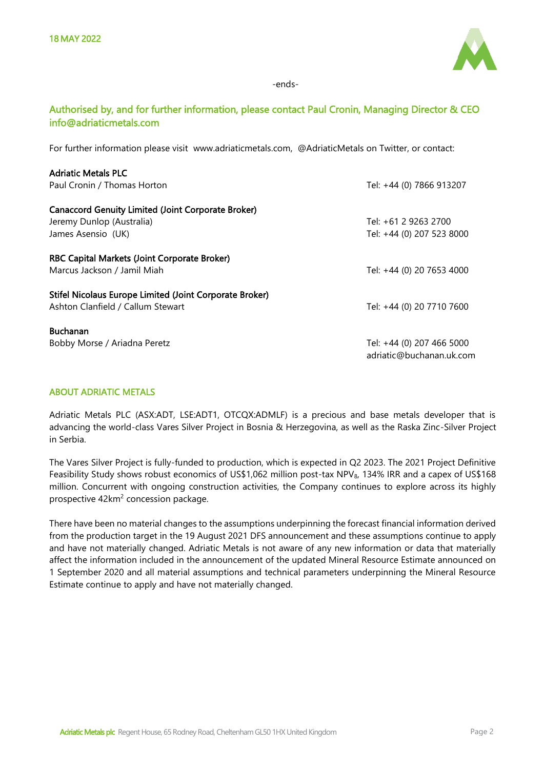-ends-

**Authorised by, and for further information, please contact Paul Cronin, Managing Director & CEO info@adriaticmetals.com**

For further information please visit www.adriaticmetals.com, @AdriaticMetals on Twitter, or contact:

| | |
|---|---|
| **Adriatic Metals PLC** | |
| Paul Cronin / Thomas Horton | Tel: +44 (0) 7866 913207 |
| **Canaccord Genuity Limited (Joint Corporate Broker)** | |
| Jeremy Dunlop (Australia) | Tel: +61 2 9263 2700 |
| James Asensio (UK) | Tel: +44 (0) 207 523 8000 |
| **RBC Capital Markets (Joint Corporate Broker)** | |
| Marcus Jackson / Jamil Miah | Tel: +44 (0) 20 7653 4000 |
| **Stifel Nicolaus Europe Limited (Joint Corporate Broker)** | |
| Ashton Clanfield / Callum Stewart | Tel: +44 (0) 20 7710 7600 |
| **Buchanan** | |
| Bobby Morse / Ariadna Peretz | Tel: +44 (0) 207 466 5000<br>adriatic@buchanan.uk.com |

## ABOUT ADRIATIC METALS

Adriatic Metals PLC (ASX:ADT, LSE:ADT1, OTCQX:ADMLF) is a precious and base metals developer that is advancing the world-class Vares Silver Project in Bosnia & Herzegovina, as well as the Raska Zinc-Silver Project in Serbia.

The Vares Silver Project is fully-funded to production, which is expected in Q2 2023. The 2021 Project Definitive Feasibility Study shows robust economics of US$1,062 million post-tax $NPV_8$, 134% IRR and a capex of US$168 million. Concurrent with ongoing construction activities, the Company continues to explore across its highly prospective 42km$^2$ concession package.

There have been no material changes to the assumptions underpinning the forecast financial information derived from the production target in the 19 August 2021 DFS announcement and these assumptions continue to apply and have not materially changed. Adriatic Metals is not aware of any new information or data that materially affect the information included in the announcement of the updated Mineral Resource Estimate announced on 1 September 2020 and all material assumptions and technical parameters underpinning the Mineral Resource Estimate continue to apply and have not materially changed.